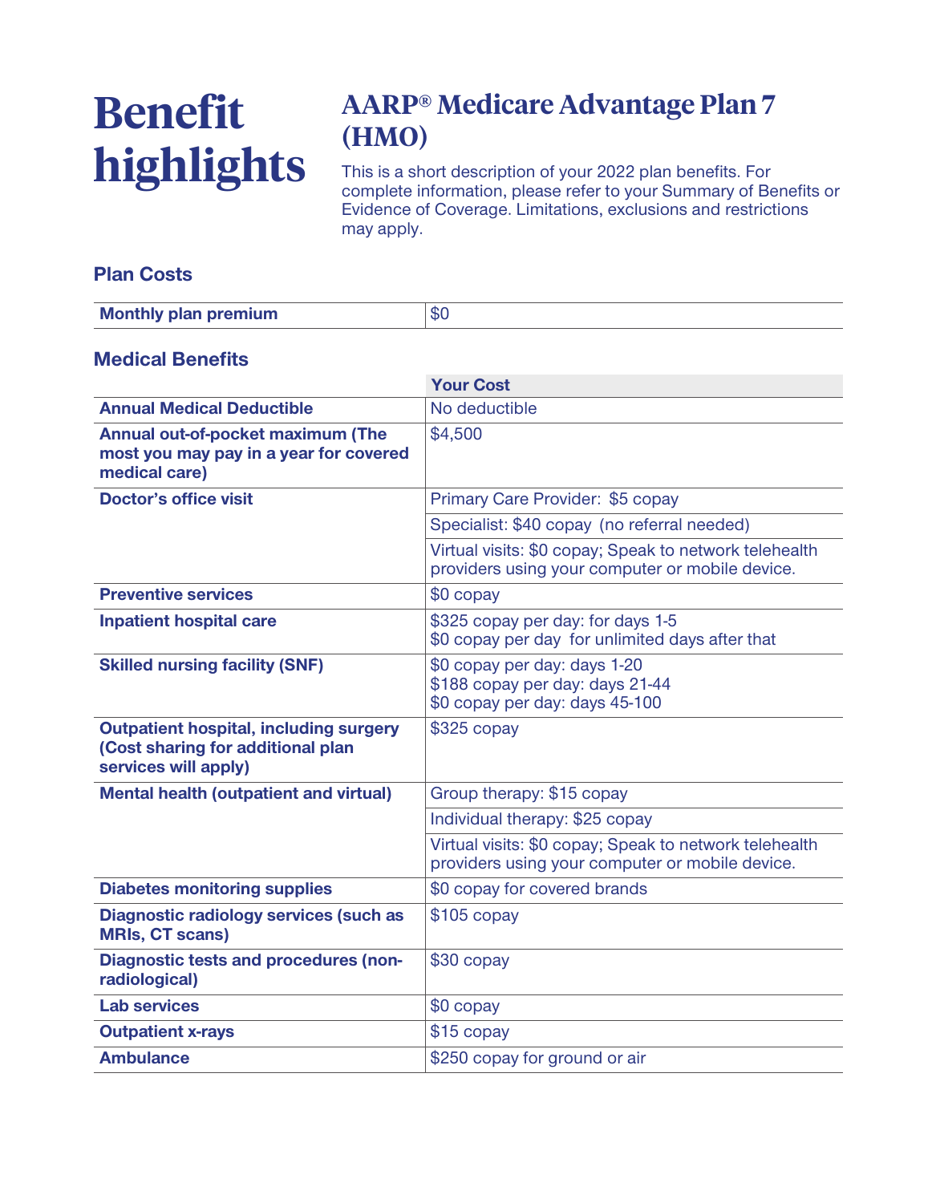# Benefit highlights

## AARP® Medicare Advantage Plan 7 (HMO)

This is a short description of your 2022 plan benefits. For complete information, please refer to your Summary of Benefits or Evidence of Coverage. Limitations, exclusions and restrictions may apply.

### Plan Costs

| | |
|---|---|
| **Monthly plan premium** | $0 |

### Medical Benefits

| | Your Cost |
|---|---|
| **Annual Medical Deductible** | No deductible |
| **Annual out-of-pocket maximum (The most you may pay in a year for covered medical care)** | $4,500 |
| **Doctor's office visit** | Primary Care Provider: $5 copay |
| | Specialist: $40 copay (no referral needed) |
| | Virtual visits: $0 copay; Speak to network telehealth providers using your computer or mobile device. |
| **Preventive services** | $0 copay |
| **Inpatient hospital care** | $325 copay per day: for days 1-5<br>$0 copay per day for unlimited days after that |
| **Skilled nursing facility (SNF)** | $0 copay per day: days 1-20<br>$188 copay per day: days 21-44<br>$0 copay per day: days 45-100 |
| **Outpatient hospital, including surgery (Cost sharing for additional plan services will apply)** | $325 copay |
| **Mental health (outpatient and virtual)** | Group therapy: $15 copay |
| | Individual therapy: $25 copay |
| | Virtual visits: $0 copay; Speak to network telehealth providers using your computer or mobile device. |
| **Diabetes monitoring supplies** | $0 copay for covered brands |
| **Diagnostic radiology services (such as MRIs, CT scans)** | $105 copay |
| **Diagnostic tests and procedures (non-radiological)** | $30 copay |
| **Lab services** | $0 copay |
| **Outpatient x-rays** | $15 copay |
| **Ambulance** | $250 copay for ground or air |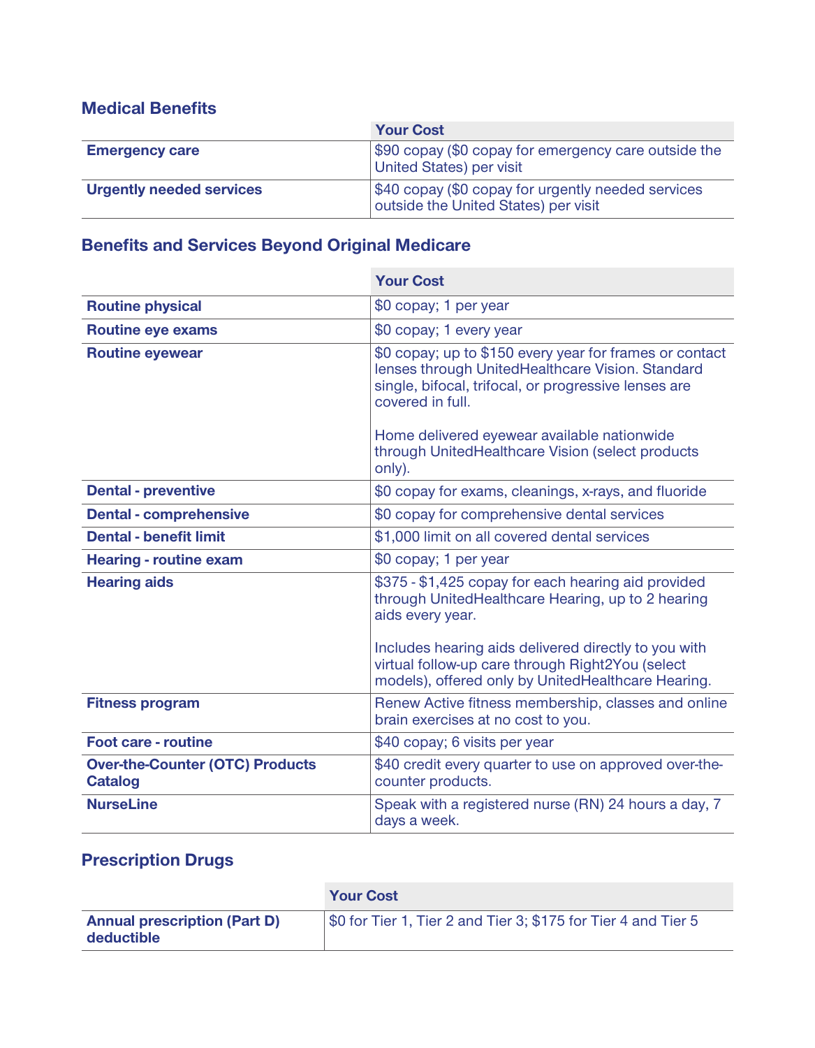## Medical Benefits

| | Your Cost |
|---|---|
| **Emergency care** | $90 copay ($0 copay for emergency care outside the United States) per visit |
| **Urgently needed services** | $40 copay ($0 copay for urgently needed services outside the United States) per visit |

## Benefits and Services Beyond Original Medicare

| | Your Cost |
|---|---|
| **Routine physical** | $0 copay; 1 per year |
| **Routine eye exams** | $0 copay; 1 every year |
| **Routine eyewear** | $0 copay; up to $150 every year for frames or contact lenses through UnitedHealthcare Vision. Standard single, bifocal, trifocal, or progressive lenses are covered in full.<br><br>Home delivered eyewear available nationwide through UnitedHealthcare Vision (select products only). |
| **Dental - preventive** | $0 copay for exams, cleanings, x-rays, and fluoride |
| **Dental - comprehensive** | $0 copay for comprehensive dental services |
| **Dental - benefit limit** | $1,000 limit on all covered dental services |
| **Hearing - routine exam** | $0 copay; 1 per year |
| **Hearing aids** | $375 - $1,425 copay for each hearing aid provided through UnitedHealthcare Hearing, up to 2 hearing aids every year.<br><br>Includes hearing aids delivered directly to you with virtual follow-up care through Right2You (select models), offered only by UnitedHealthcare Hearing. |
| **Fitness program** | Renew Active fitness membership, classes and online brain exercises at no cost to you. |
| **Foot care - routine** | $40 copay; 6 visits per year |
| **Over-the-Counter (OTC) Products Catalog** | $40 credit every quarter to use on approved over-the-counter products. |
| **NurseLine** | Speak with a registered nurse (RN) 24 hours a day, 7 days a week. |

## Prescription Drugs

| | Your Cost |
|---|---|
| **Annual prescription (Part D) deductible** | $0 for Tier 1, Tier 2 and Tier 3; $175 for Tier 4 and Tier 5 |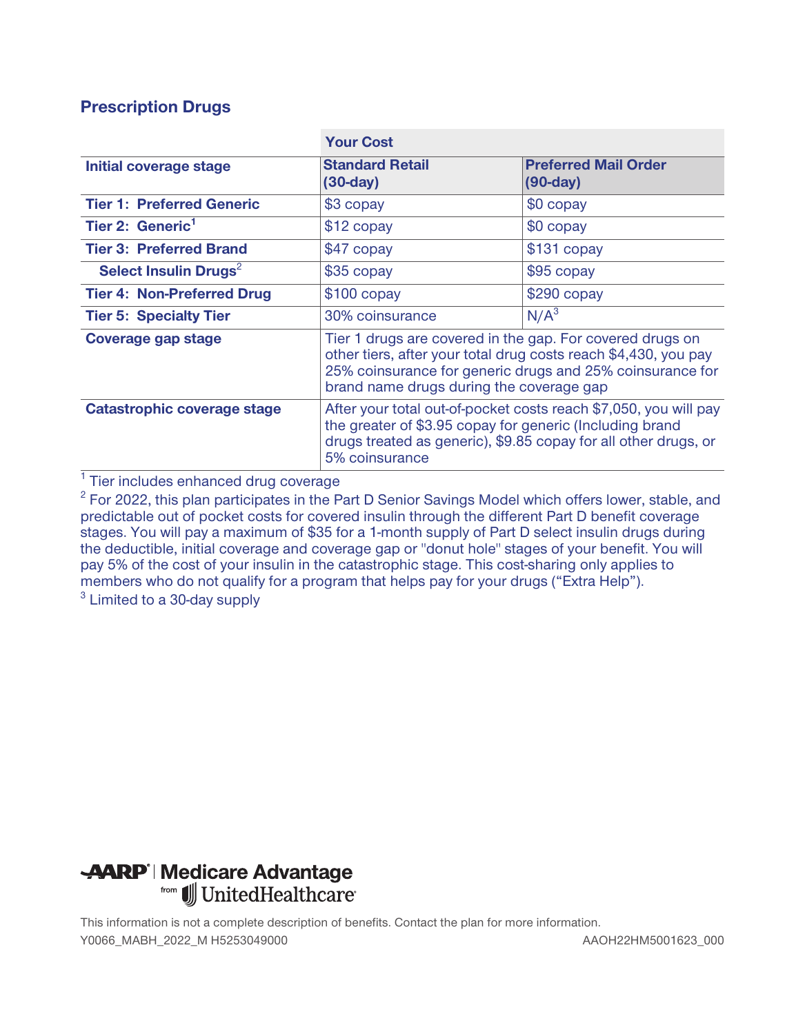## Prescription Drugs

| | Your Cost | |
|---|---|---|
| **Initial coverage stage** | **Standard Retail (30-day)** | **Preferred Mail Order (90-day)** |
| **Tier 1: Preferred Generic** | $3 copay | $0 copay |
| **Tier 2: Generic**[1] | $12 copay | $0 copay |
| **Tier 3: Preferred Brand** | $47 copay | $131 copay |
| **Select Insulin Drugs**[2] | $35 copay | $95 copay |
| **Tier 4: Non-Preferred Drug** | $100 copay | $290 copay |
| **Tier 5: Specialty Tier** | 30% coinsurance | N/A[3] |
| **Coverage gap stage** | Tier 1 drugs are covered in the gap. For covered drugs on other tiers, after your total drug costs reach $4,430, you pay 25% coinsurance for generic drugs and 25% coinsurance for brand name drugs during the coverage gap | |
| **Catastrophic coverage stage** | After your total out-of-pocket costs reach $7,050, you will pay the greater of $3.95 copay for generic (Including brand drugs treated as generic), $9.85 copay for all other drugs, or 5% coinsurance | |

[1] Tier includes enhanced drug coverage

[2] For 2022, this plan participates in the Part D Senior Savings Model which offers lower, stable, and predictable out of pocket costs for covered insulin through the different Part D benefit coverage stages. You will pay a maximum of $35 for a 1-month supply of Part D select insulin drugs during the deductible, initial coverage and coverage gap or "donut hole" stages of your benefit. You will pay 5% of the cost of your insulin in the catastrophic stage. This cost-sharing only applies to members who do not qualify for a program that helps pay for your drugs ("Extra Help").

[3] Limited to a 30-day supply

AARP® Medicare Advantage from UnitedHealthcare®

This information is not a complete description of benefits. Contact the plan for more information.

Y0066_MABH_2022_M H5253049000 AAOH22HM5001623_000